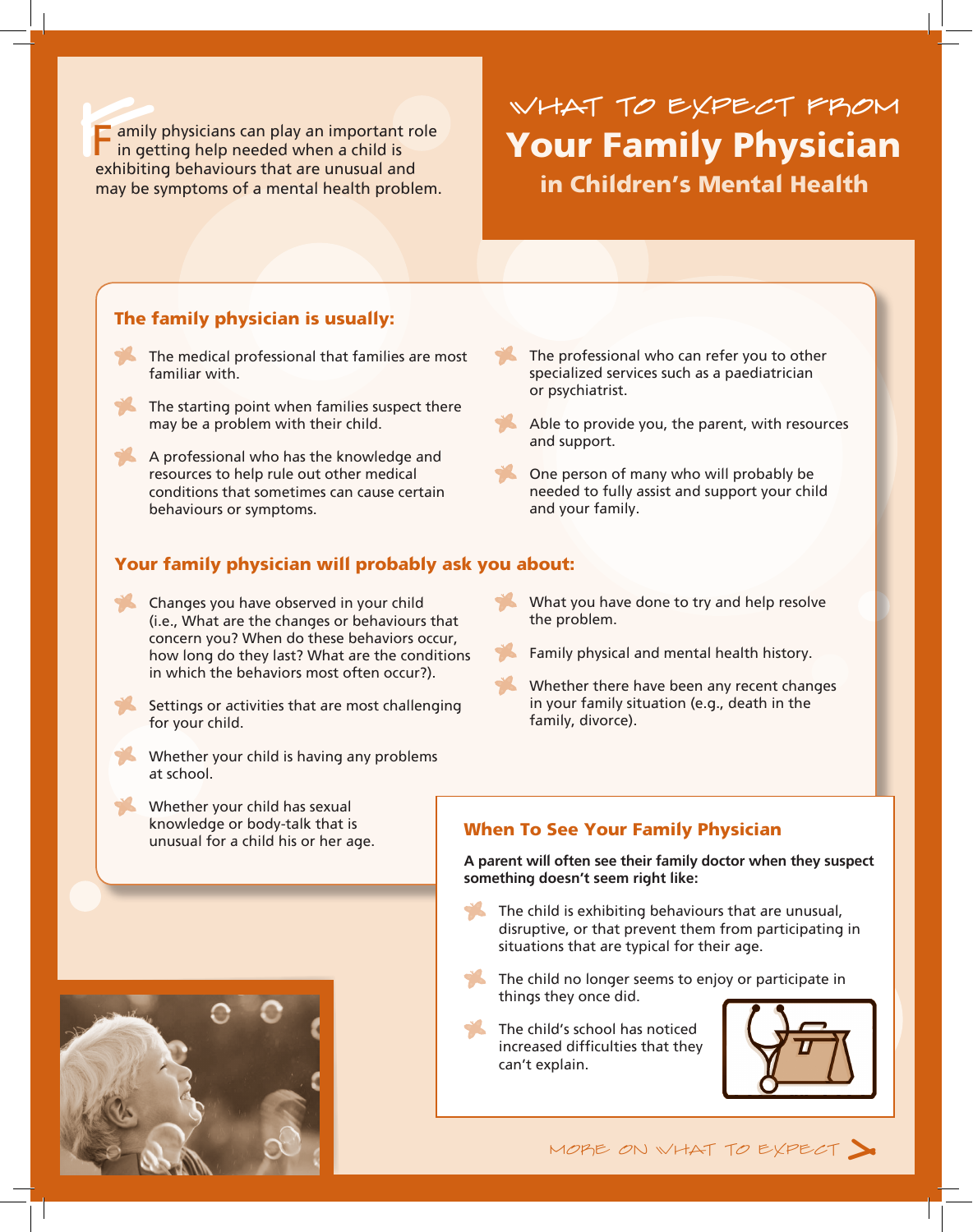# What to Expect from Your Family Physician in Children's Mental Health

Family physicians can play an important role in getting help needed when a child is exhibiting behaviours that are unusual and may be symptoms of a mental health problem.

## The family physician is usually:

- The medical professional that families are most familiar with.
- The starting point when families suspect there may be a problem with their child.
- A professional who has the knowledge and resources to help rule out other medical conditions that sometimes can cause certain behaviours or symptoms.
- The professional who can refer you to other specialized services such as a paediatrician or psychiatrist.
- Able to provide you, the parent, with resources and support.
- One person of many who will probably be needed to fully assist and support your child and your family.

## Your family physician will probably ask you about:

- Changes you have observed in your child (i.e., What are the changes or behaviours that concern you? When do these behaviors occur, how long do they last? What are the conditions in which the behaviors most often occur?).
- Settings or activities that are most challenging for your child.
- Whether your child is having any problems at school.
- Whether your child has sexual knowledge or body-talk that is unusual for a child his or her age.
- What you have done to try and help resolve the problem.
- Family physical and mental health history.
- Whether there have been any recent changes in your family situation (e.g., death in the family, divorce).

## When To See Your Family Physician

**A parent will often see their family doctor when they suspect something doesn't seem right like:**

- The child is exhibiting behaviours that are unusual, disruptive, or that prevent them from participating in situations that are typical for their age.
- The child no longer seems to enjoy or participate in things they once did.
- The child's school has noticed increased difficulties that they can't explain.

More on what to expect >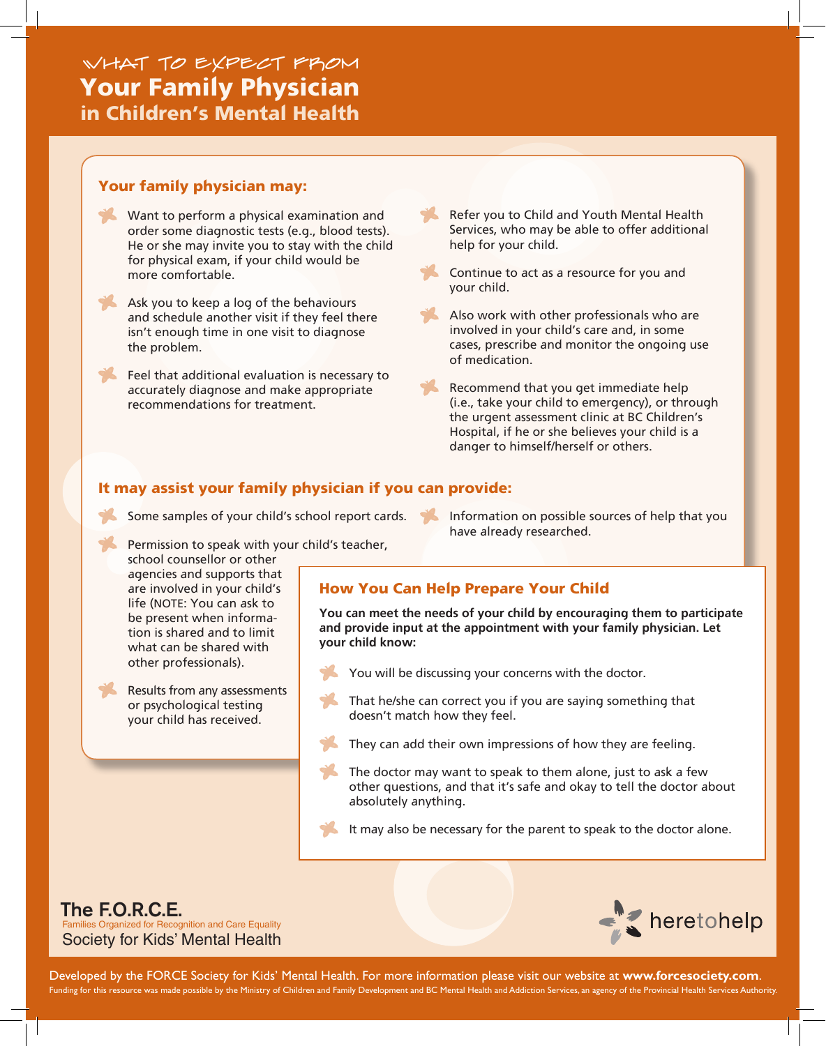WHAT TO EXPECT FROM

# Your Family Physician in Children's Mental Health

## Your family physician may:

- Want to perform a physical examination and order some diagnostic tests (e.g., blood tests). He or she may invite you to stay with the child for physical exam, if your child would be more comfortable.
- Ask you to keep a log of the behaviours and schedule another visit if they feel there isn't enough time in one visit to diagnose the problem.
- Feel that additional evaluation is necessary to accurately diagnose and make appropriate recommendations for treatment.
- Refer you to Child and Youth Mental Health Services, who may be able to offer additional help for your child.
- Continue to act as a resource for you and your child.
- Also work with other professionals who are involved in your child's care and, in some cases, prescribe and monitor the ongoing use of medication.
- Recommend that you get immediate help (i.e., take your child to emergency), or through the urgent assessment clinic at BC Children's Hospital, if he or she believes your child is a danger to himself/herself or others.

## It may assist your family physician if you can provide:

- Some samples of your child's school report cards.
- Permission to speak with your child's teacher, school counsellor or other agencies and supports that are involved in your child's life (NOTE: You can ask to be present when information is shared and to limit what can be shared with other professionals).
- Results from any assessments or psychological testing your child has received.
- Information on possible sources of help that you have already researched.

## How You Can Help Prepare Your Child

**You can meet the needs of your child by encouraging them to participate and provide input at the appointment with your family physician. Let your child know:**

- You will be discussing your concerns with the doctor.
- That he/she can correct you if you are saying something that doesn't match how they feel.
- They can add their own impressions of how they are feeling.
- The doctor may want to speak to them alone, just to ask a few other questions, and that it's safe and okay to tell the doctor about absolutely anything.
- It may also be necessary for the parent to speak to the doctor alone.

The F.O.R.C.E.
Families Organized for Recognition and Care Equality
Society for Kids' Mental Health

heretohelp

Developed by the FORCE Society for Kids' Mental Health. For more information please visit our website at **www.forcesociety.com**.
Funding for this resource was made possible by the Ministry of Children and Family Development and BC Mental Health and Addiction Services, an agency of the Provincial Health Services Authority.